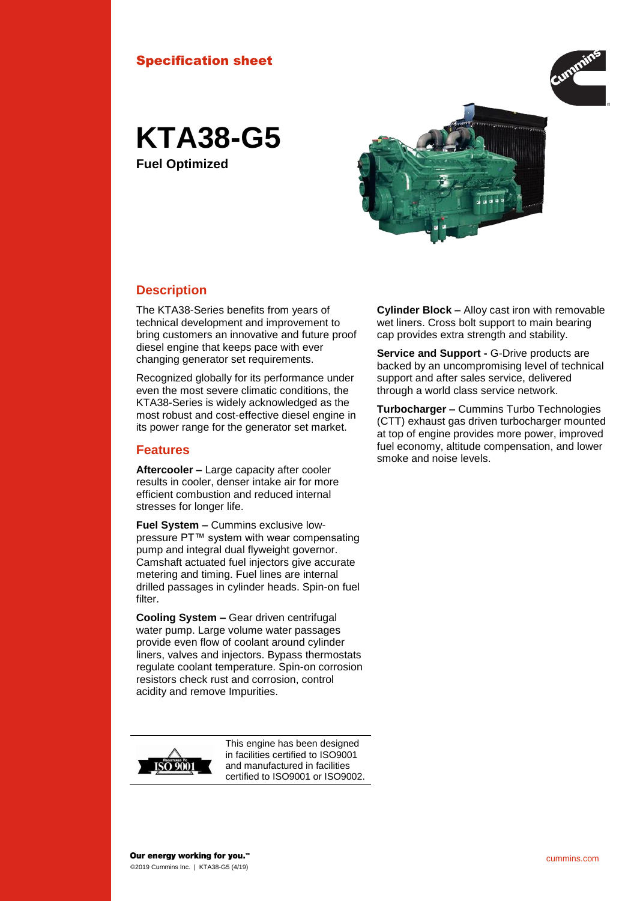Specification sheet

# KTA38-G5

**Fuel Optimized**

## Description

The KTA38-Series benefits from years of technical development and improvement to bring customers an innovative and future proof diesel engine that keeps pace with ever changing generator set requirements.

Recognized globally for its performance under even the most severe climatic conditions, the KTA38-Series is widely acknowledged as the most robust and cost-effective diesel engine in its power range for the generator set market.

## Features

**Aftercooler –** Large capacity after cooler results in cooler, denser intake air for more efficient combustion and reduced internal stresses for longer life.

**Fuel System –** Cummins exclusive low-pressure PT™ system with wear compensating pump and integral dual flyweight governor. Camshaft actuated fuel injectors give accurate metering and timing. Fuel lines are internal drilled passages in cylinder heads. Spin-on fuel filter.

**Cooling System –** Gear driven centrifugal water pump. Large volume water passages provide even flow of coolant around cylinder liners, valves and injectors. Bypass thermostats regulate coolant temperature. Spin-on corrosion resistors check rust and corrosion, control acidity and remove Impurities.

**Cylinder Block –** Alloy cast iron with removable wet liners. Cross bolt support to main bearing cap provides extra strength and stability.

**Service and Support -** G-Drive products are backed by an uncompromising level of technical support and after sales service, delivered through a world class service network.

**Turbocharger –** Cummins Turbo Technologies (CTT) exhaust gas driven turbocharger mounted at top of engine provides more power, improved fuel economy, altitude compensation, and lower smoke and noise levels.

This engine has been designed in facilities certified to ISO9001 and manufactured in facilities certified to ISO9001 or ISO9002.

**Our energy working for you.™**

©2019 Cummins Inc. | KTA38-G5 (4/19)

cummins.com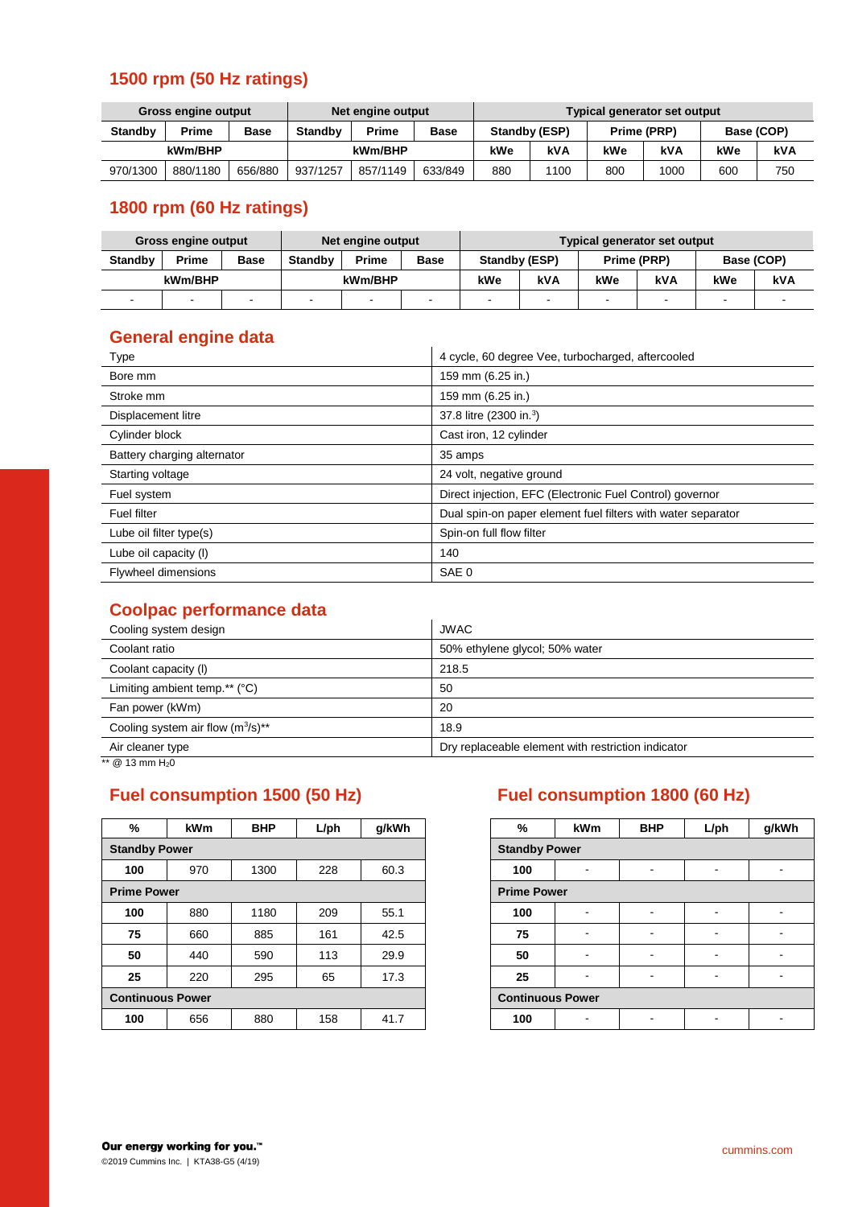## 1500 rpm (50 Hz ratings)

| Gross engine output | | | Net engine output | | | Typical generator set output | | | | | |
|---|---|---|---|---|---|---|---|---|---|---|---|
| Standby | Prime | Base | Standby | Prime | Base | Standby (ESP) | | Prime (PRP) | | Base (COP) | |
| kWm/BHP | | | kWm/BHP | | | kWe | kVA | kWe | kVA | kWe | kVA |
| 970/1300 | 880/1180 | 656/880 | 937/1257 | 857/1149 | 633/849 | 880 | 1100 | 800 | 1000 | 600 | 750 |

## 1800 rpm (60 Hz ratings)

| Gross engine output | | | Net engine output | | | Typical generator set output | | | | | |
|---|---|---|---|---|---|---|---|---|---|---|---|
| Standby | Prime | Base | Standby | Prime | Base | Standby (ESP) | | Prime (PRP) | | Base (COP) | |
| kWm/BHP | | | kWm/BHP | | | kWe | kVA | kWe | kVA | kWe | kVA |
| - | - | - | - | - | - | - | - | - | - | - | - |

## General engine data

| | |
|---|---|
| Type | 4 cycle, 60 degree Vee, turbocharged, aftercooled |
| Bore mm | 159 mm (6.25 in.) |
| Stroke mm | 159 mm (6.25 in.) |
| Displacement litre | 37.8 litre (2300 in.$^3$) |
| Cylinder block | Cast iron, 12 cylinder |
| Battery charging alternator | 35 amps |
| Starting voltage | 24 volt, negative ground |
| Fuel system | Direct injection, EFC (Electronic Fuel Control) governor |
| Fuel filter | Dual spin-on paper element fuel filters with water separator |
| Lube oil filter type(s) | Spin-on full flow filter |
| Lube oil capacity (l) | 140 |
| Flywheel dimensions | SAE 0 |

## Coolpac performance data

| | |
|---|---|
| Cooling system design | JWAC |
| Coolant ratio | 50% ethylene glycol; 50% water |
| Coolant capacity (l) | 218.5 |
| Limiting ambient temp.** (°C) | 50 |
| Fan power (kWm) | 20 |
| Cooling system air flow (m$^3$/s)** | 18.9 |
| Air cleaner type | Dry replaceable element with restriction indicator |

** @ 13 mm $H_2O$

## Fuel consumption 1500 (50 Hz)

| % | kWm | BHP | L/ph | g/kWh |
|---|---|---|---|---|
| **Standby Power** | | | | |
| **100** | 970 | 1300 | 228 | 60.3 |
| **Prime Power** | | | | |
| **100** | 880 | 1180 | 209 | 55.1 |
| **75** | 660 | 885 | 161 | 42.5 |
| **50** | 440 | 590 | 113 | 29.9 |
| **25** | 220 | 295 | 65 | 17.3 |
| **Continuous Power** | | | | |
| **100** | 656 | 880 | 158 | 41.7 |

## Fuel consumption 1800 (60 Hz)

| % | kWm | BHP | L/ph | g/kWh |
|---|---|---|---|---|
| **Standby Power** | | | | |
| **100** | - | - | - | - |
| **Prime Power** | | | | |
| **100** | - | - | - | - |
| **75** | - | - | - | - |
| **50** | - | - | - | - |
| **25** | - | - | - | - |
| **Continuous Power** | | | | |
| **100** | - | - | - | - |

**Our energy working for you.™**

©2019 Cummins Inc. | KTA38-G5 (4/19)

cummins.com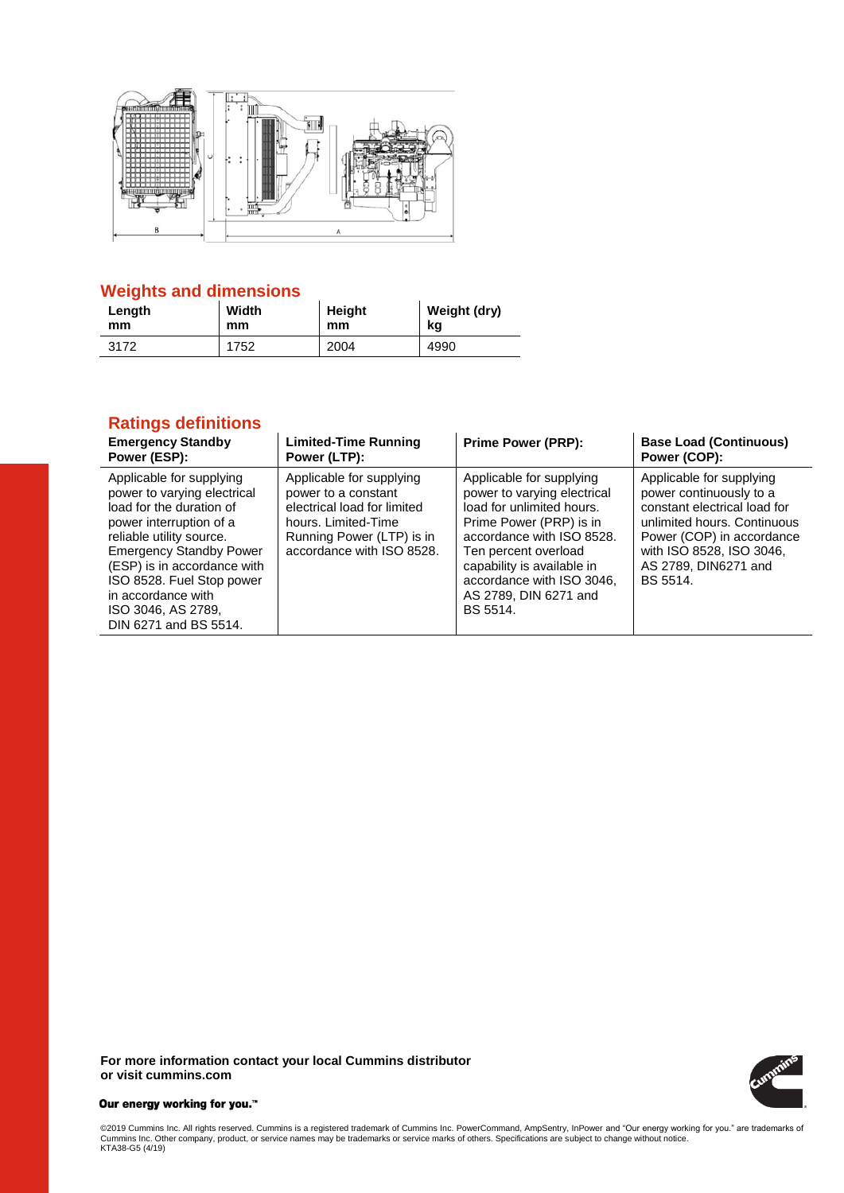## Weights and dimensions

| Length mm | Width mm | Height mm | Weight (dry) kg |
|---|---|---|---|
| 3172 | 1752 | 2004 | 4990 |

## Ratings definitions

| Emergency Standby Power (ESP): | Limited-Time Running Power (LTP): | Prime Power (PRP): | Base Load (Continuous) Power (COP): |
|---|---|---|---|
| Applicable for supplying power to varying electrical load for the duration of power interruption of a reliable utility source. Emergency Standby Power (ESP) is in accordance with ISO 8528. Fuel Stop power in accordance with ISO 3046, AS 2789, DIN 6271 and BS 5514. | Applicable for supplying power to a constant electrical load for limited hours. Limited-Time Running Power (LTP) is in accordance with ISO 8528. | Applicable for supplying power to varying electrical load for unlimited hours. Prime Power (PRP) is in accordance with ISO 8528. Ten percent overload capability is available in accordance with ISO 3046, AS 2789, DIN 6271 and BS 5514. | Applicable for supplying power continuously to a constant electrical load for unlimited hours. Continuous Power (COP) in accordance with ISO 8528, ISO 3046, AS 2789, DIN6271 and BS 5514. |

**For more information contact your local Cummins distributor or visit cummins.com**

**Our energy working for you.™**

©2019 Cummins Inc. All rights reserved. Cummins is a registered trademark of Cummins Inc. PowerCommand, AmpSentry, InPower and "Our energy working for you." are trademarks of Cummins Inc. Other company, product, or service names may be trademarks or service marks of others. Specifications are subject to change without notice.
KTA38-G5 (4/19)